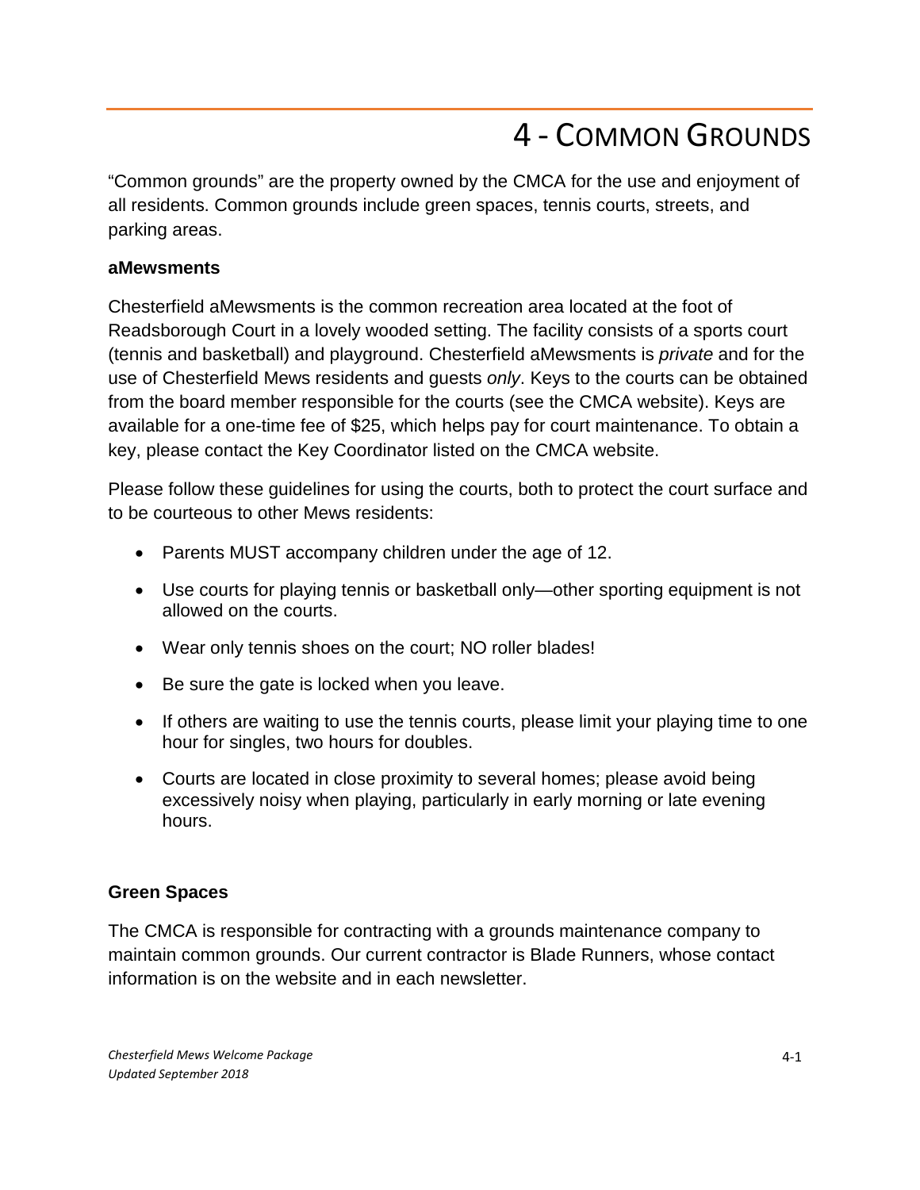# 4 - Common Grounds

"Common grounds" are the property owned by the CMCA for the use and enjoyment of all residents. Common grounds include green spaces, tennis courts, streets, and parking areas.

**aMewsments**

Chesterfield aMewsments is the common recreation area located at the foot of Readsborough Court in a lovely wooded setting. The facility consists of a sports court (tennis and basketball) and playground. Chesterfield aMewsments is *private* and for the use of Chesterfield Mews residents and guests *only*. Keys to the courts can be obtained from the board member responsible for the courts (see the CMCA website). Keys are available for a one-time fee of $25, which helps pay for court maintenance. To obtain a key, please contact the Key Coordinator listed on the CMCA website.

Please follow these guidelines for using the courts, both to protect the court surface and to be courteous to other Mews residents:

- Parents MUST accompany children under the age of 12.
- Use courts for playing tennis or basketball only—other sporting equipment is not allowed on the courts.
- Wear only tennis shoes on the court; NO roller blades!
- Be sure the gate is locked when you leave.
- If others are waiting to use the tennis courts, please limit your playing time to one hour for singles, two hours for doubles.
- Courts are located in close proximity to several homes; please avoid being excessively noisy when playing, particularly in early morning or late evening hours.

**Green Spaces**

The CMCA is responsible for contracting with a grounds maintenance company to maintain common grounds. Our current contractor is Blade Runners, whose contact information is on the website and in each newsletter.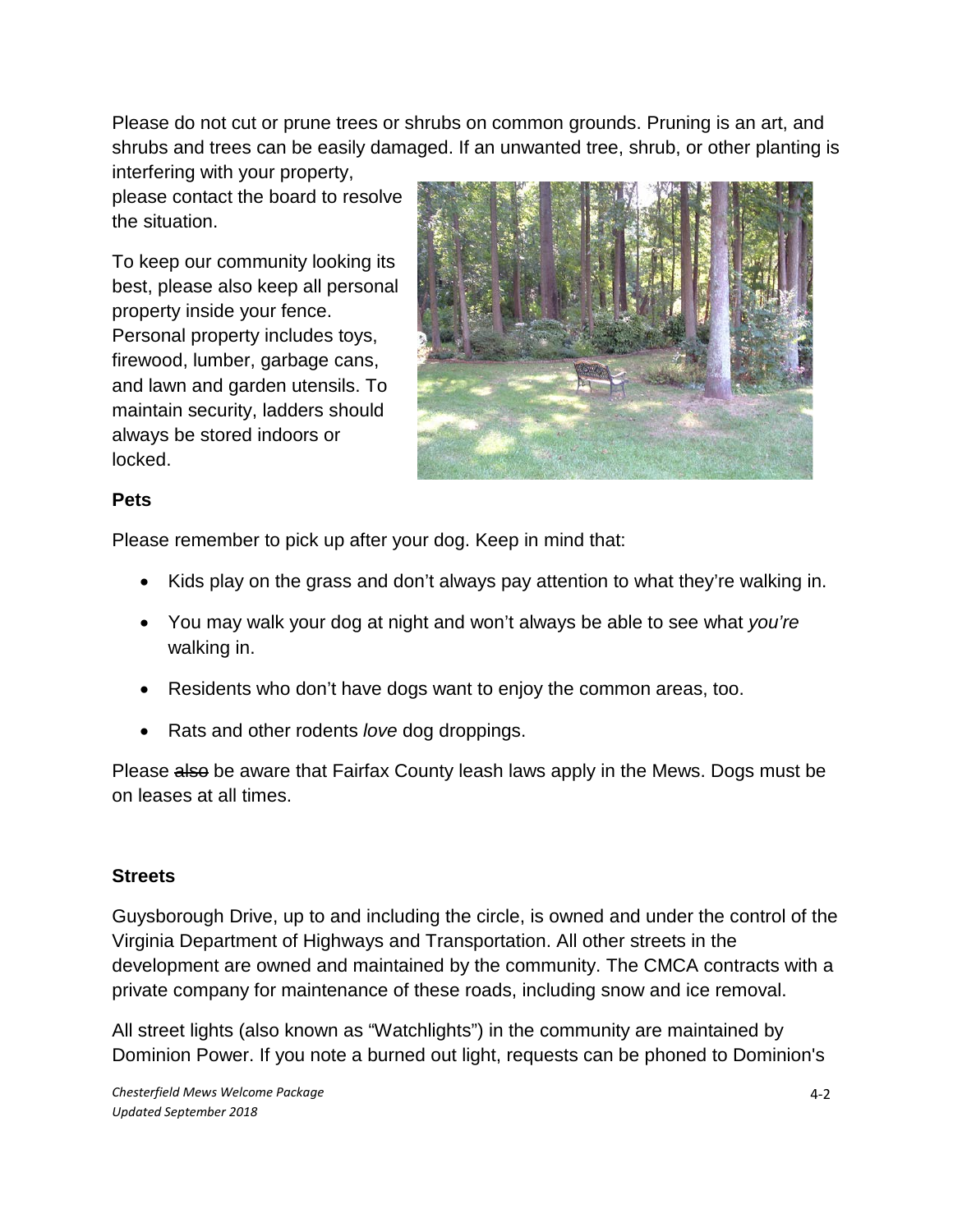Please do not cut or prune trees or shrubs on common grounds. Pruning is an art, and shrubs and trees can be easily damaged. If an unwanted tree, shrub, or other planting is interfering with your property, please contact the board to resolve the situation.

To keep our community looking its best, please also keep all personal property inside your fence. Personal property includes toys, firewood, lumber, garbage cans, and lawn and garden utensils. To maintain security, ladders should always be stored indoors or locked.

**Pets**

Please remember to pick up after your dog. Keep in mind that:

- Kids play on the grass and don't always pay attention to what they're walking in.
- You may walk your dog at night and won't always be able to see what *you're* walking in.
- Residents who don't have dogs want to enjoy the common areas, too.
- Rats and other rodents *love* dog droppings.

Please ~~also~~ be aware that Fairfax County leash laws apply in the Mews. Dogs must be on leases at all times.

**Streets**

Guysborough Drive, up to and including the circle, is owned and under the control of the Virginia Department of Highways and Transportation. All other streets in the development are owned and maintained by the community. The CMCA contracts with a private company for maintenance of these roads, including snow and ice removal.

All street lights (also known as "Watchlights") in the community are maintained by Dominion Power. If you note a burned out light, requests can be phoned to Dominion's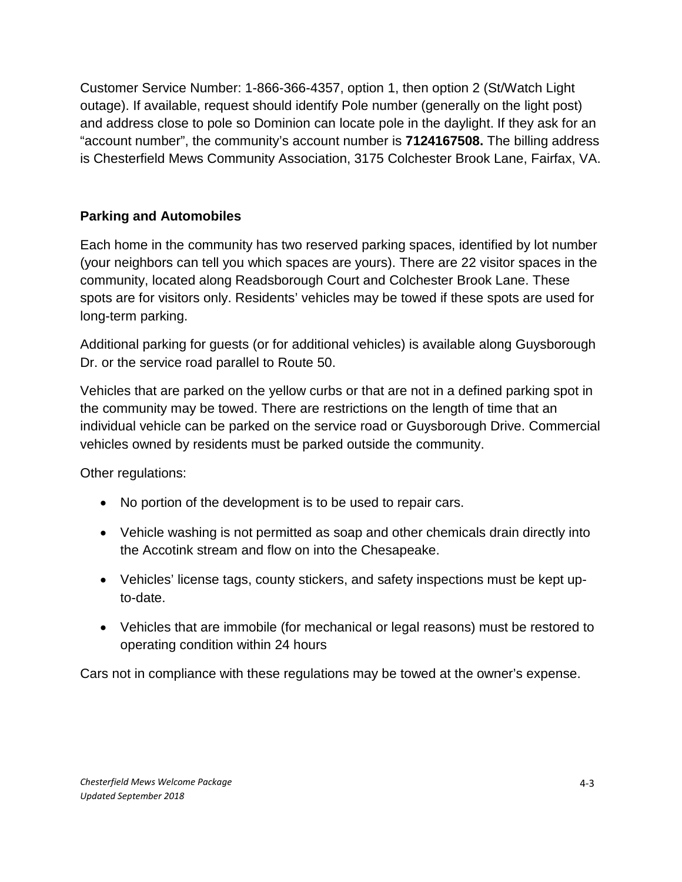Customer Service Number: 1-866-366-4357, option 1, then option 2 (St/Watch Light outage). If available, request should identify Pole number (generally on the light post) and address close to pole so Dominion can locate pole in the daylight. If they ask for an "account number", the community's account number is **7124167508.** The billing address is Chesterfield Mews Community Association, 3175 Colchester Brook Lane, Fairfax, VA.

### Parking and Automobiles

Each home in the community has two reserved parking spaces, identified by lot number (your neighbors can tell you which spaces are yours). There are 22 visitor spaces in the community, located along Readsborough Court and Colchester Brook Lane. These spots are for visitors only. Residents' vehicles may be towed if these spots are used for long-term parking.

Additional parking for guests (or for additional vehicles) is available along Guysborough Dr. or the service road parallel to Route 50.

Vehicles that are parked on the yellow curbs or that are not in a defined parking spot in the community may be towed. There are restrictions on the length of time that an individual vehicle can be parked on the service road or Guysborough Drive. Commercial vehicles owned by residents must be parked outside the community.

Other regulations:

- No portion of the development is to be used to repair cars.
- Vehicle washing is not permitted as soap and other chemicals drain directly into the Accotink stream and flow on into the Chesapeake.
- Vehicles' license tags, county stickers, and safety inspections must be kept up-to-date.
- Vehicles that are immobile (for mechanical or legal reasons) must be restored to operating condition within 24 hours

Cars not in compliance with these regulations may be towed at the owner's expense.